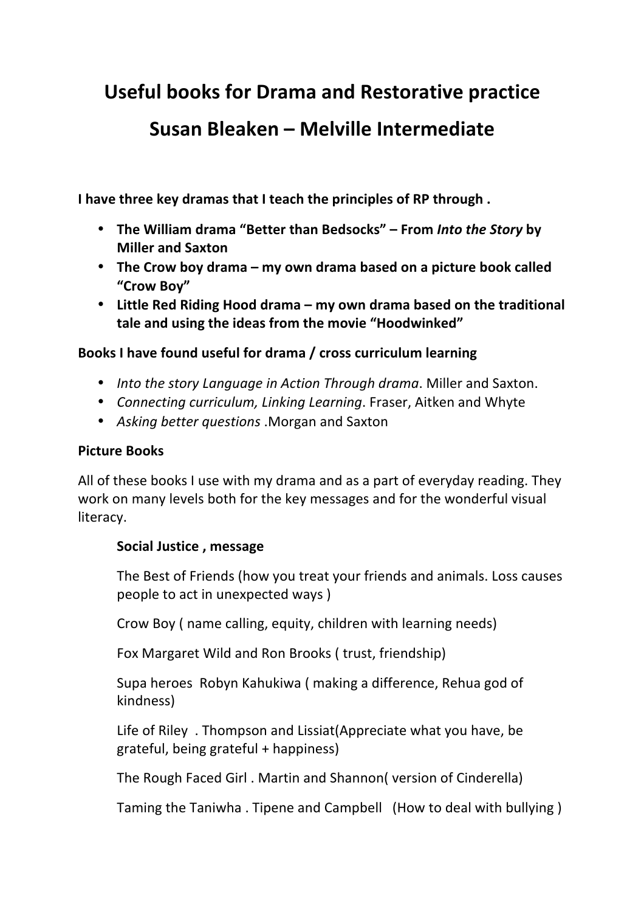# Useful books for Drama and Restorative practice

# Susan Bleaken – Melville Intermediate

**I have three key dramas that I teach the principles of RP through .**

- **The William drama "Better than Bedsocks" – From *Into the Story* by Miller and Saxton**
- **The Crow boy drama – my own drama based on a picture book called "Crow Boy"**
- **Little Red Riding Hood drama – my own drama based on the traditional tale and using the ideas from the movie "Hoodwinked"**

**Books I have found useful for drama / cross curriculum learning**

- *Into the story Language in Action Through drama*. Miller and Saxton.
- *Connecting curriculum, Linking Learning*. Fraser, Aitken and Whyte
- *Asking better questions* .Morgan and Saxton

**Picture Books**

All of these books I use with my drama and as a part of everyday reading. They work on many levels both for the key messages and for the wonderful visual literacy.

**Social Justice , message**

The Best of Friends (how you treat your friends and animals. Loss causes people to act in unexpected ways )

Crow Boy ( name calling, equity, children with learning needs)

Fox Margaret Wild and Ron Brooks ( trust, friendship)

Supa heroes Robyn Kahukiwa ( making a difference, Rehua god of kindness)

Life of Riley . Thompson and Lissiat(Appreciate what you have, be grateful, being grateful + happiness)

The Rough Faced Girl . Martin and Shannon( version of Cinderella)

Taming the Taniwha . Tipene and Campbell (How to deal with bullying )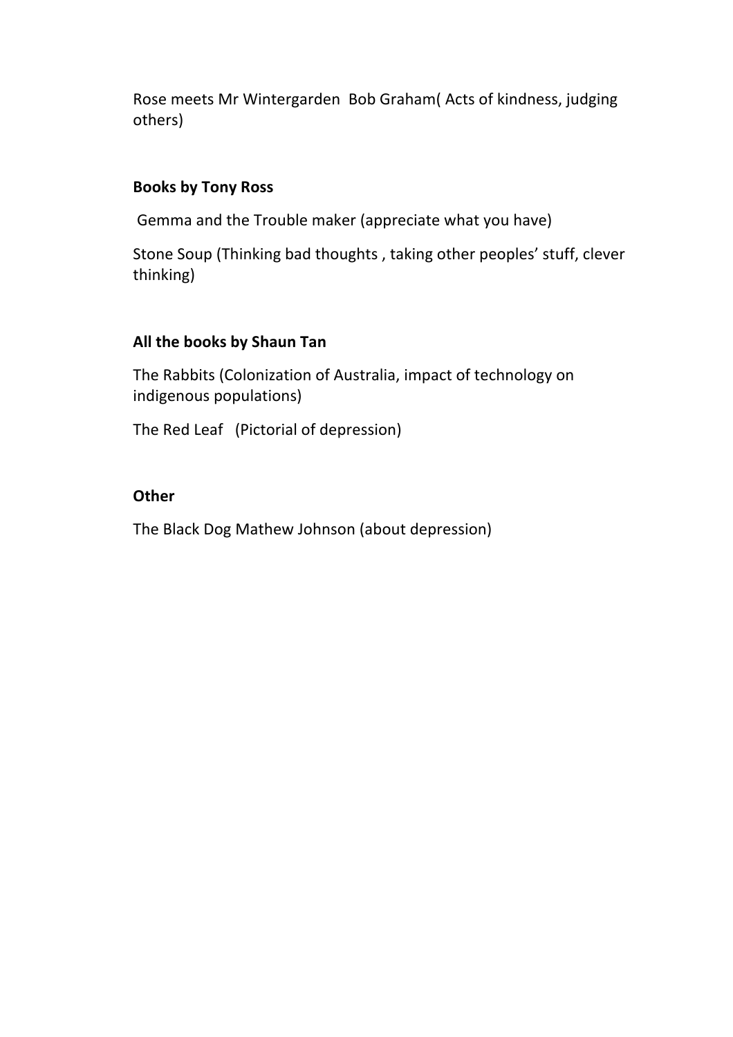Rose meets Mr Wintergarden  Bob Graham( Acts of kindness, judging others)

**Books by Tony Ross**

Gemma and the Trouble maker (appreciate what you have)

Stone Soup (Thinking bad thoughts , taking other peoples' stuff, clever thinking)

**All the books by Shaun Tan**

The Rabbits (Colonization of Australia, impact of technology on indigenous populations)

The Red Leaf   (Pictorial of depression)

**Other**

The Black Dog Mathew Johnson (about depression)